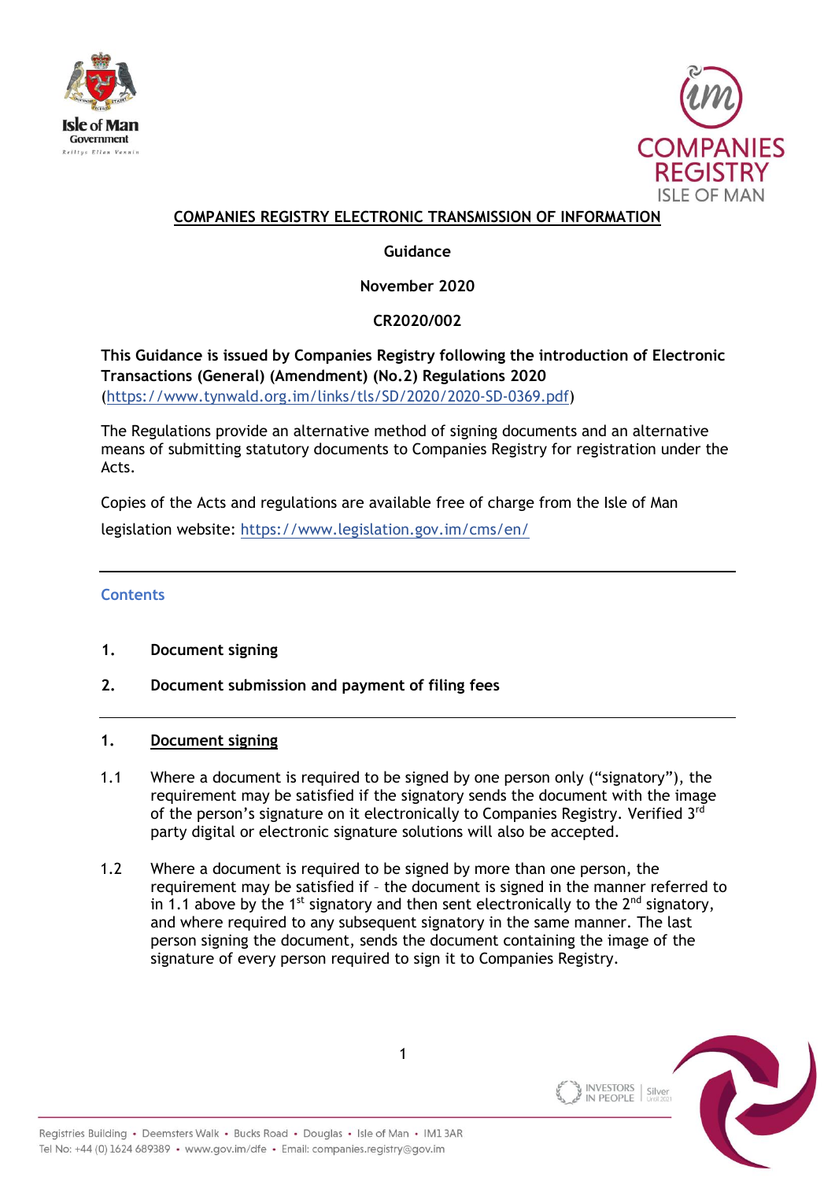# COMPANIES REGISTRY ELECTRONIC TRANSMISSION OF INFORMATION

**Guidance**

**November 2020**

**CR2020/002**

**This Guidance is issued by Companies Registry following the introduction of Electronic Transactions (General) (Amendment) (No.2) Regulations 2020** (https://www.tynwald.org.im/links/tls/SD/2020/2020-SD-0369.pdf)

The Regulations provide an alternative method of signing documents and an alternative means of submitting statutory documents to Companies Registry for registration under the Acts.

Copies of the Acts and regulations are available free of charge from the Isle of Man legislation website: https://www.legislation.gov.im/cms/en/

---

## Contents

1. **Document signing**
2. **Document submission and payment of filing fees**

---

## 1. Document signing

1.1 Where a document is required to be signed by one person only ("signatory"), the requirement may be satisfied if the signatory sends the document with the image of the person's signature on it electronically to Companies Registry. Verified 3rd party digital or electronic signature solutions will also be accepted.

1.2 Where a document is required to be signed by more than one person, the requirement may be satisfied if – the document is signed in the manner referred to in 1.1 above by the 1st signatory and then sent electronically to the 2nd signatory, and where required to any subsequent signatory in the same manner. The last person signing the document, sends the document containing the image of the signature of every person required to sign it to Companies Registry.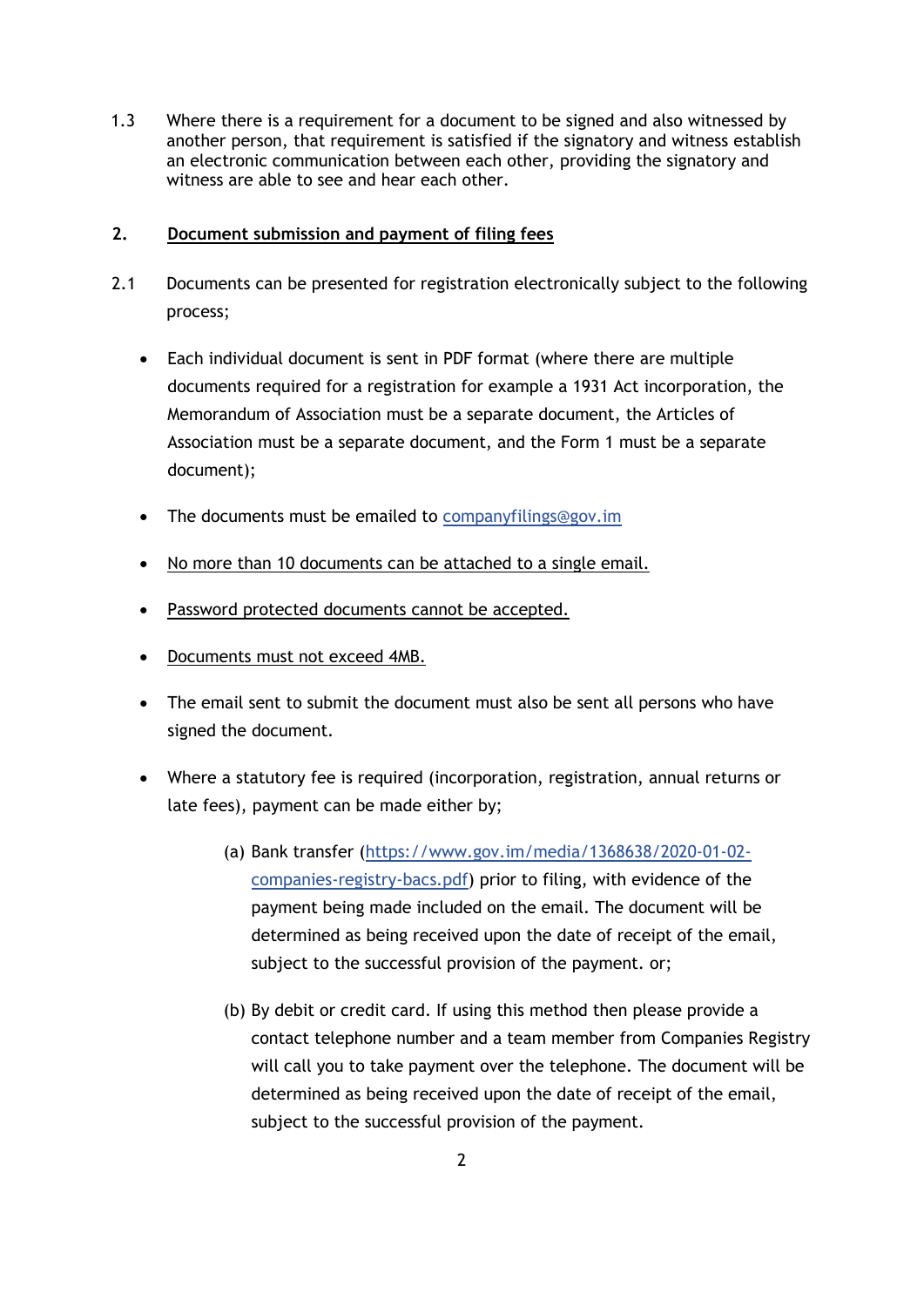1.3 Where there is a requirement for a document to be signed and also witnessed by another person, that requirement is satisfied if the signatory and witness establish an electronic communication between each other, providing the signatory and witness are able to see and hear each other.

## 2. Document submission and payment of filing fees

2.1 Documents can be presented for registration electronically subject to the following process;

- Each individual document is sent in PDF format (where there are multiple documents required for a registration for example a 1931 Act incorporation, the Memorandum of Association must be a separate document, the Articles of Association must be a separate document, and the Form 1 must be a separate document);
- The documents must be emailed to companyfilings@gov.im
- No more than 10 documents can be attached to a single email.
- Password protected documents cannot be accepted.
- Documents must not exceed 4MB.
- The email sent to submit the document must also be sent all persons who have signed the document.
- Where a statutory fee is required (incorporation, registration, annual returns or late fees), payment can be made either by;

    (a) Bank transfer (https://www.gov.im/media/1368638/2020-01-02-companies-registry-bacs.pdf) prior to filing, with evidence of the payment being made included on the email. The document will be determined as being received upon the date of receipt of the email, subject to the successful provision of the payment. or;

    (b) By debit or credit card. If using this method then please provide a contact telephone number and a team member from Companies Registry will call you to take payment over the telephone. The document will be determined as being received upon the date of receipt of the email, subject to the successful provision of the payment.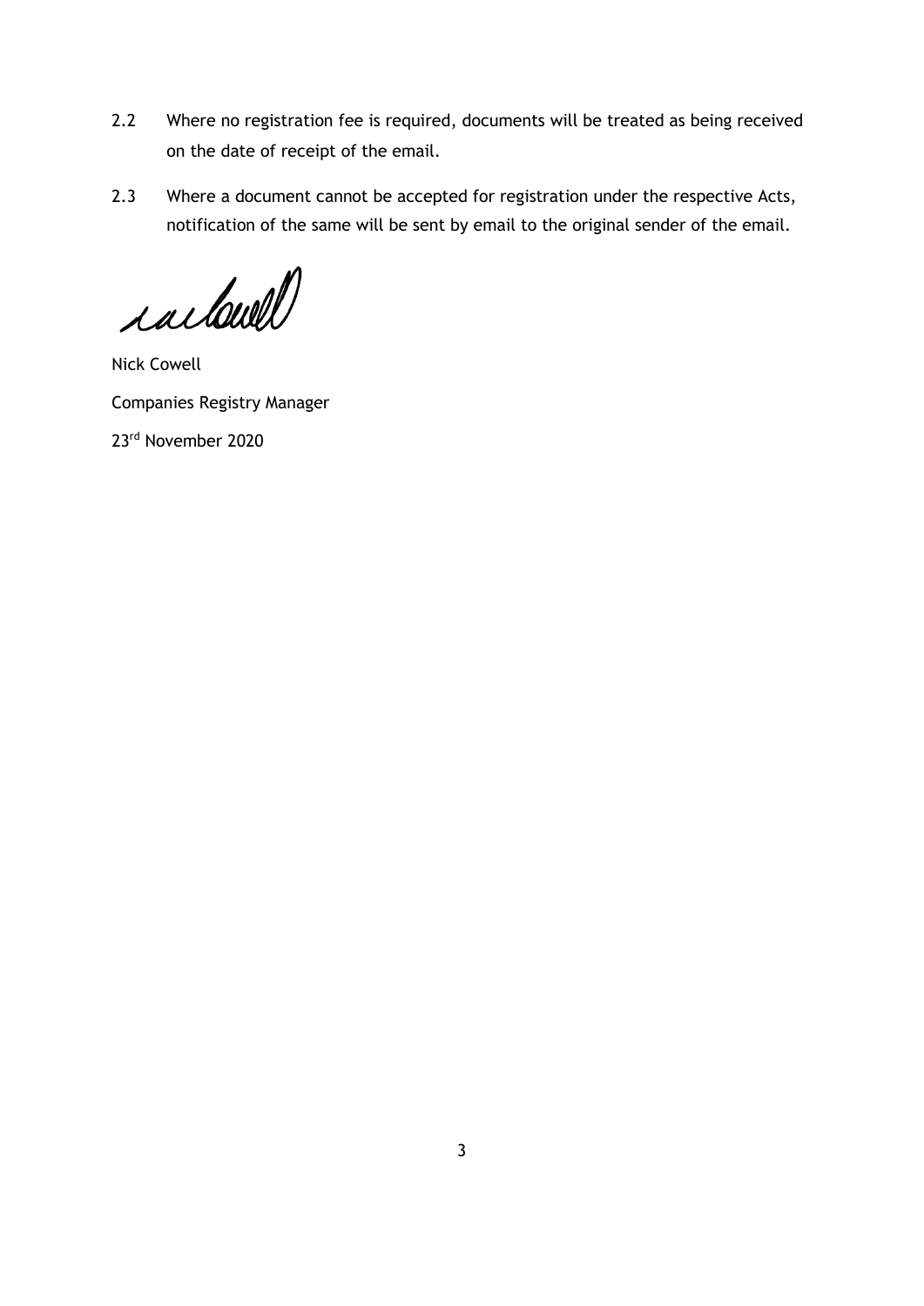2.2 Where no registration fee is required, documents will be treated as being received on the date of receipt of the email.

2.3 Where a document cannot be accepted for registration under the respective Acts, notification of the same will be sent by email to the original sender of the email.

Nick Cowell

Companies Registry Manager

23rd November 2020